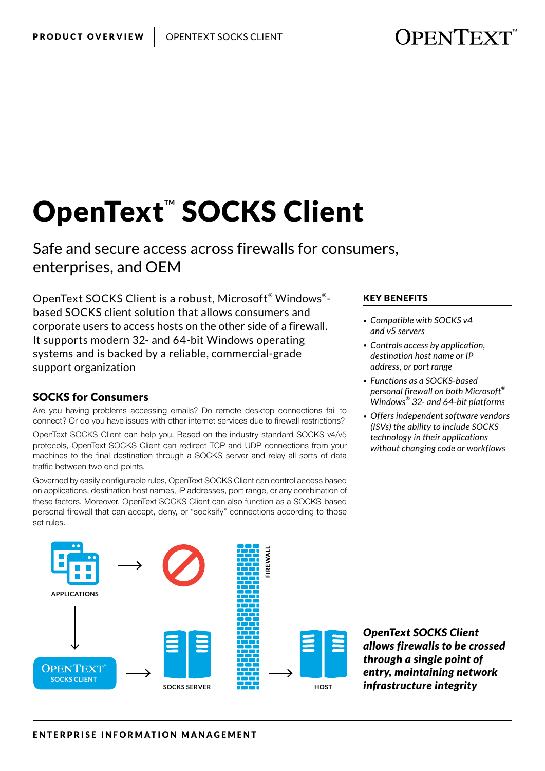# OpenText™ SOCKS Client

## Safe and secure access across firewalls for consumers, enterprises, and OEM

OpenText SOCKS Client is a robust, Microsoft® Windows®-based SOCKS client solution that allows consumers and corporate users to access hosts on the other side of a firewall. It supports modern 32- and 64-bit Windows operating systems and is backed by a reliable, commercial-grade support organization

### KEY BENEFITS

- *Compatible with SOCKS v4 and v5 servers*
- *Controls access by application, destination host name or IP address, or port range*
- *Functions as a SOCKS-based personal firewall on both Microsoft® Windows® 32- and 64-bit platforms*
- *Offers independent software vendors (ISVs) the ability to include SOCKS technology in their applications without changing code or workflows*

### SOCKS for Consumers

Are you having problems accessing emails? Do remote desktop connections fail to connect? Or do you have issues with other internet services due to firewall restrictions?

OpenText SOCKS Client can help you. Based on the industry standard SOCKS v4/v5 protocols, OpenText SOCKS Client can redirect TCP and UDP connections from your machines to the final destination through a SOCKS server and relay all sorts of data traffic between two end-points.

Governed by easily configurable rules, OpenText SOCKS Client can control access based on applications, destination host names, IP addresses, port range, or any combination of these factors. Moreover, OpenText SOCKS Client can also function as a SOCKS-based personal firewall that can accept, deny, or "socksify" connections according to those set rules.

APPLICATIONS → FIREWALL; OPENTEXT SOCKS CLIENT → SOCKS SERVER → HOST

***OpenText SOCKS Client allows firewalls to be crossed through a single point of entry, maintaining network infrastructure integrity***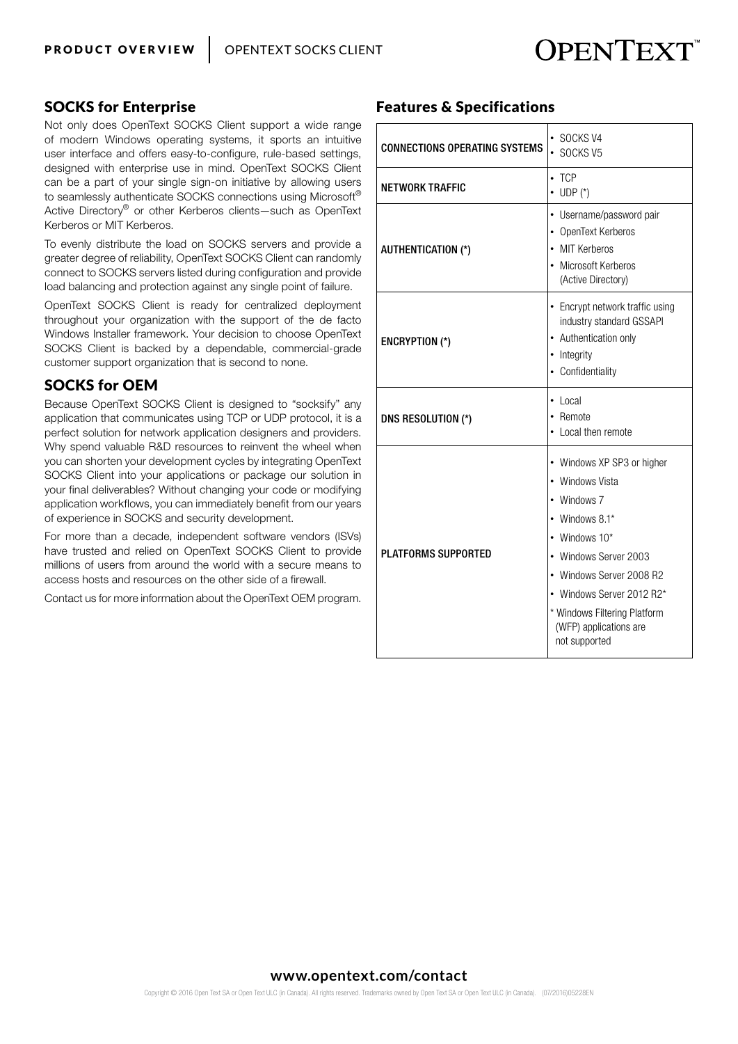## SOCKS for Enterprise

Not only does OpenText SOCKS Client support a wide range of modern Windows operating systems, it sports an intuitive user interface and offers easy-to-configure, rule-based settings, designed with enterprise use in mind. OpenText SOCKS Client can be a part of your single sign-on initiative by allowing users to seamlessly authenticate SOCKS connections using Microsoft® Active Directory® or other Kerberos clients—such as OpenText Kerberos or MIT Kerberos.

To evenly distribute the load on SOCKS servers and provide a greater degree of reliability, OpenText SOCKS Client can randomly connect to SOCKS servers listed during configuration and provide load balancing and protection against any single point of failure.

OpenText SOCKS Client is ready for centralized deployment throughout your organization with the support of the de facto Windows Installer framework. Your decision to choose OpenText SOCKS Client is backed by a dependable, commercial-grade customer support organization that is second to none.

## SOCKS for OEM

Because OpenText SOCKS Client is designed to "socksify" any application that communicates using TCP or UDP protocol, it is a perfect solution for network application designers and providers. Why spend valuable R&D resources to reinvent the wheel when you can shorten your development cycles by integrating OpenText SOCKS Client into your applications or package our solution in your final deliverables? Without changing your code or modifying application workflows, you can immediately benefit from our years of experience in SOCKS and security development.

For more than a decade, independent software vendors (ISVs) have trusted and relied on OpenText SOCKS Client to provide millions of users from around the world with a secure means to access hosts and resources on the other side of a firewall.

Contact us for more information about the OpenText OEM program.

## Features & Specifications

| | |
|---|---|
| CONNECTIONS OPERATING SYSTEMS | • SOCKS V4<br>• SOCKS V5 |
| NETWORK TRAFFIC | • TCP<br>• UDP (*) |
| AUTHENTICATION (*) | • Username/password pair<br>• OpenText Kerberos<br>• MIT Kerberos<br>• Microsoft Kerberos (Active Directory) |
| ENCRYPTION (*) | • Encrypt network traffic using industry standard GSSAPI<br>• Authentication only<br>• Integrity<br>• Confidentiality |
| DNS RESOLUTION (*) | • Local<br>• Remote<br>• Local then remote |
| PLATFORMS SUPPORTED | • Windows XP SP3 or higher<br>• Windows Vista<br>• Windows 7<br>• Windows 8.1*<br>• Windows 10*<br>• Windows Server 2003<br>• Windows Server 2008 R2<br>• Windows Server 2012 R2*<br>* Windows Filtering Platform (WFP) applications are not supported |

**www.opentext.com/contact**

Copyright © 2016 Open Text SA or Open Text ULC (in Canada). All rights reserved. Trademarks owned by Open Text SA or Open Text ULC (in Canada). (07/2016)05228EN